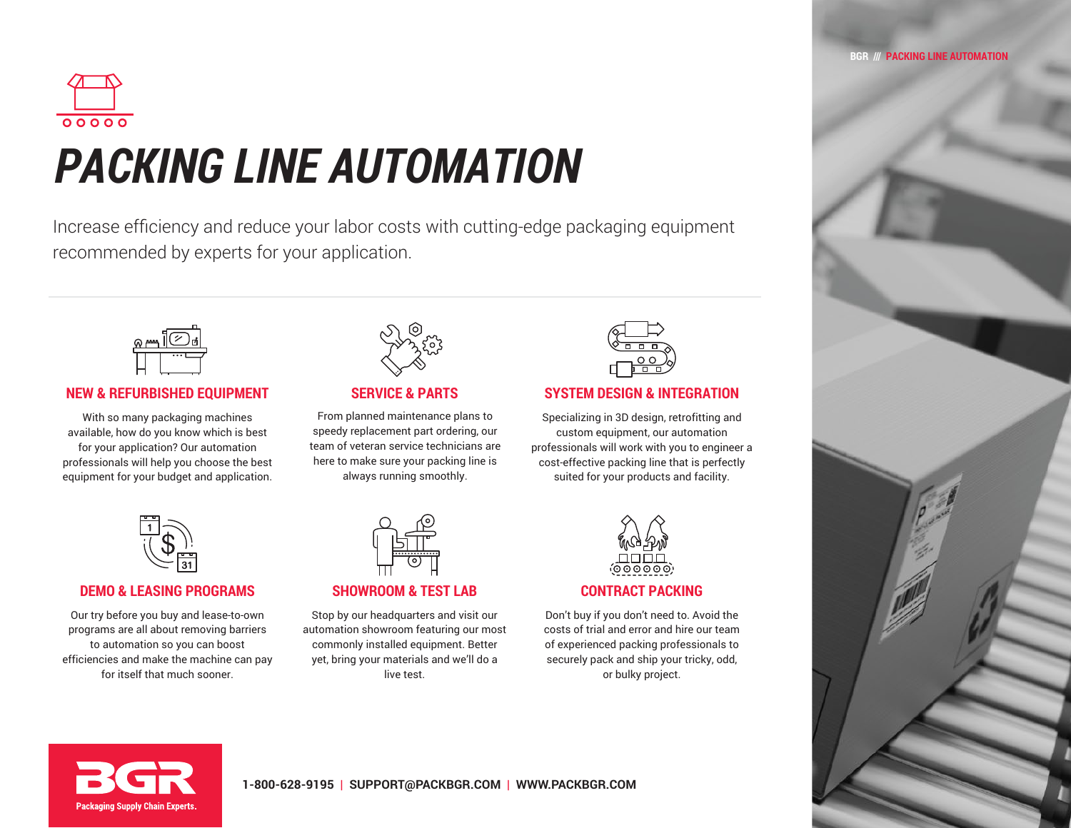# PACKING LINE AUTOMATION

Increase efficiency and reduce your labor costs with cutting-edge packaging equipment recommended by experts for your application.

## NEW & REFURBISHED EQUIPMENT

With so many packaging machines available, how do you know which is best for your application? Our automation professionals will help you choose the best equipment for your budget and application.

## SERVICE & PARTS

From planned maintenance plans to speedy replacement part ordering, our team of veteran service technicians are here to make sure your packing line is always running smoothly.

## SYSTEM DESIGN & INTEGRATION

Specializing in 3D design, retrofitting and custom equipment, our automation professionals will work with you to engineer a cost-effective packing line that is perfectly suited for your products and facility.

## DEMO & LEASING PROGRAMS

Our try before you buy and lease-to-own programs are all about removing barriers to automation so you can boost efficiencies and make the machine can pay for itself that much sooner.

## SHOWROOM & TEST LAB

Stop by our headquarters and visit our automation showroom featuring our most commonly installed equipment. Better yet, bring your materials and we'll do a live test.

## CONTRACT PACKING

Don't buy if you don't need to. Avoid the costs of trial and error and hire our team of experienced packing professionals to securely pack and ship your tricky, odd, or bulky project.

**BGR** Packaging Supply Chain Experts.

**1-800-628-9195 | SUPPORT@PACKBGR.COM | WWW.PACKBGR.COM**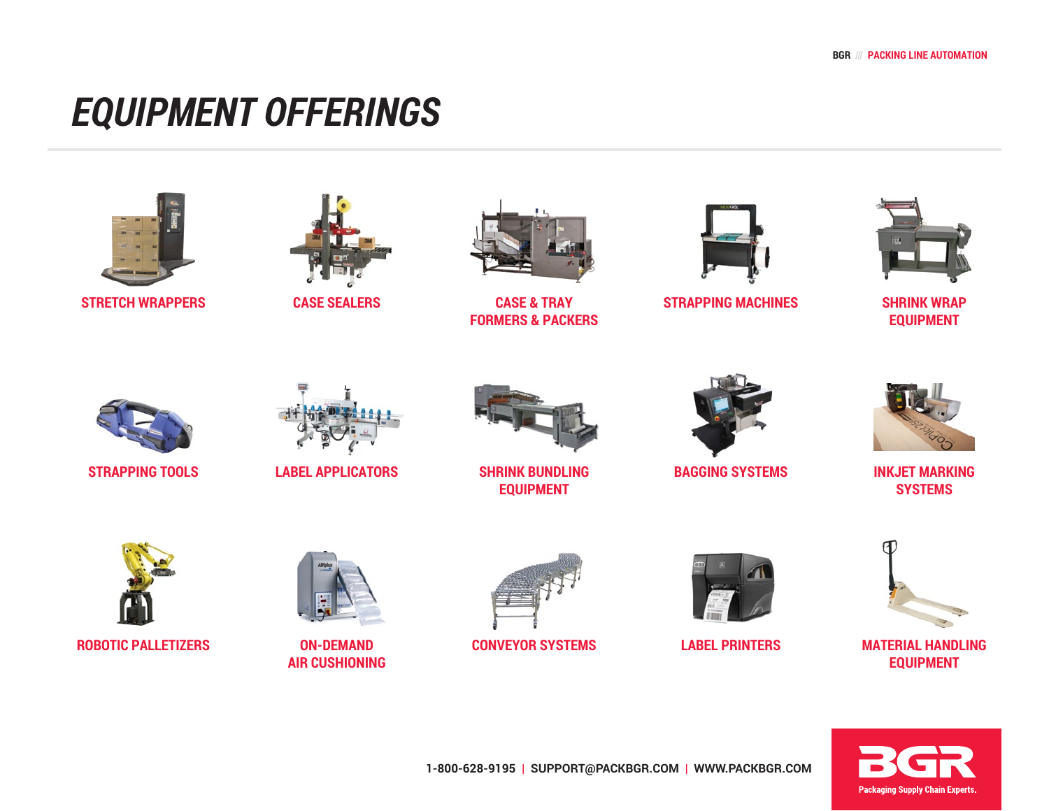# EQUIPMENT OFFERINGS

STRETCH WRAPPERS

CASE SEALERS

CASE & TRAY FORMERS & PACKERS

STRAPPING MACHINES

SHRINK WRAP EQUIPMENT

STRAPPING TOOLS

LABEL APPLICATORS

SHRINK BUNDLING EQUIPMENT

BAGGING SYSTEMS

INKJET MARKING SYSTEMS

ROBOTIC PALLETIZERS

ON-DEMAND AIR CUSHIONING

CONVEYOR SYSTEMS

LABEL PRINTERS

MATERIAL HANDLING EQUIPMENT

1-800-628-9195 | SUPPORT@PACKBGR.COM | WWW.PACKBGR.COM

BGR

Packaging Supply Chain Experts.